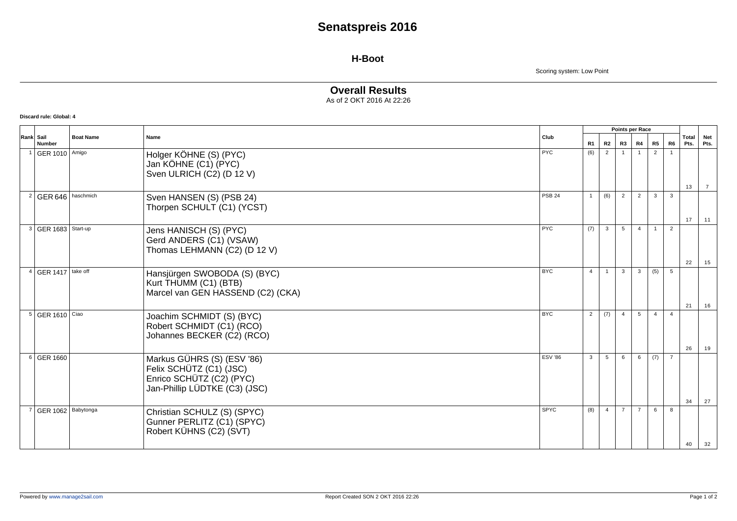# Senatspreis 2016

## H-Boot

Scoring system: Low Point

## Overall Results

As of 2 OKT 2016 At 22:26

**Discard rule: Global: 4**

| Rank | Sail Number | Boat Name | Name | Club | Points per Race | | | | | | Total Pts. | Net Pts. |
|---|---|---|---|---|---|---|---|---|---|---|---|---|
| | | | | | R1 | R2 | R3 | R4 | R5 | R6 | | |
| 1 | GER 1010 | Amigo | Holger KÖHNE (S) (PYC)<br>Jan KÖHNE (C1) (PYC)<br>Sven ULRICH (C2) (D 12 V) | PYC | (6) | 2 | 1 | 1 | 2 | 1 | 13 | 7 |
| 2 | GER 646 | haschmich | Sven HANSEN (S) (PSB 24)<br>Thorpen SCHULT (C1) (YCST) | PSB 24 | 1 | (6) | 2 | 2 | 3 | 3 | 17 | 11 |
| 3 | GER 1683 | Start-up | Jens HANISCH (S) (PYC)<br>Gerd ANDERS (C1) (VSAW)<br>Thomas LEHMANN (C2) (D 12 V) | PYC | (7) | 3 | 5 | 4 | 1 | 2 | 22 | 15 |
| 4 | GER 1417 | take off | Hansjürgen SWOBODA (S) (BYC)<br>Kurt THUMM (C1) (BTB)<br>Marcel van GEN HASSEND (C2) (CKA) | BYC | 4 | 1 | 3 | 3 | (5) | 5 | 21 | 16 |
| 5 | GER 1610 | Ciao | Joachim SCHMIDT (S) (BYC)<br>Robert SCHMIDT (C1) (RCO)<br>Johannes BECKER (C2) (RCO) | BYC | 2 | (7) | 4 | 5 | 4 | 4 | 26 | 19 |
| 6 | GER 1660 | | Markus GÜHRS (S) (ESV '86)<br>Felix SCHÜTZ (C1) (JSC)<br>Enrico SCHÜTZ (C2) (PYC)<br>Jan-Phillip LÜDTKE (C3) (JSC) | ESV '86 | 3 | 5 | 6 | 6 | (7) | 7 | 34 | 27 |
| 7 | GER 1062 | Babytonga | Christian SCHULZ (S) (SPYC)<br>Gunner PERLITZ (C1) (SPYC)<br>Robert KÜHNS (C2) (SVT) | SPYC | (8) | 4 | 7 | 7 | 6 | 8 | 40 | 32 |

Powered by www.manage2sail.com

Report Created SON 2 OKT 2016 22:26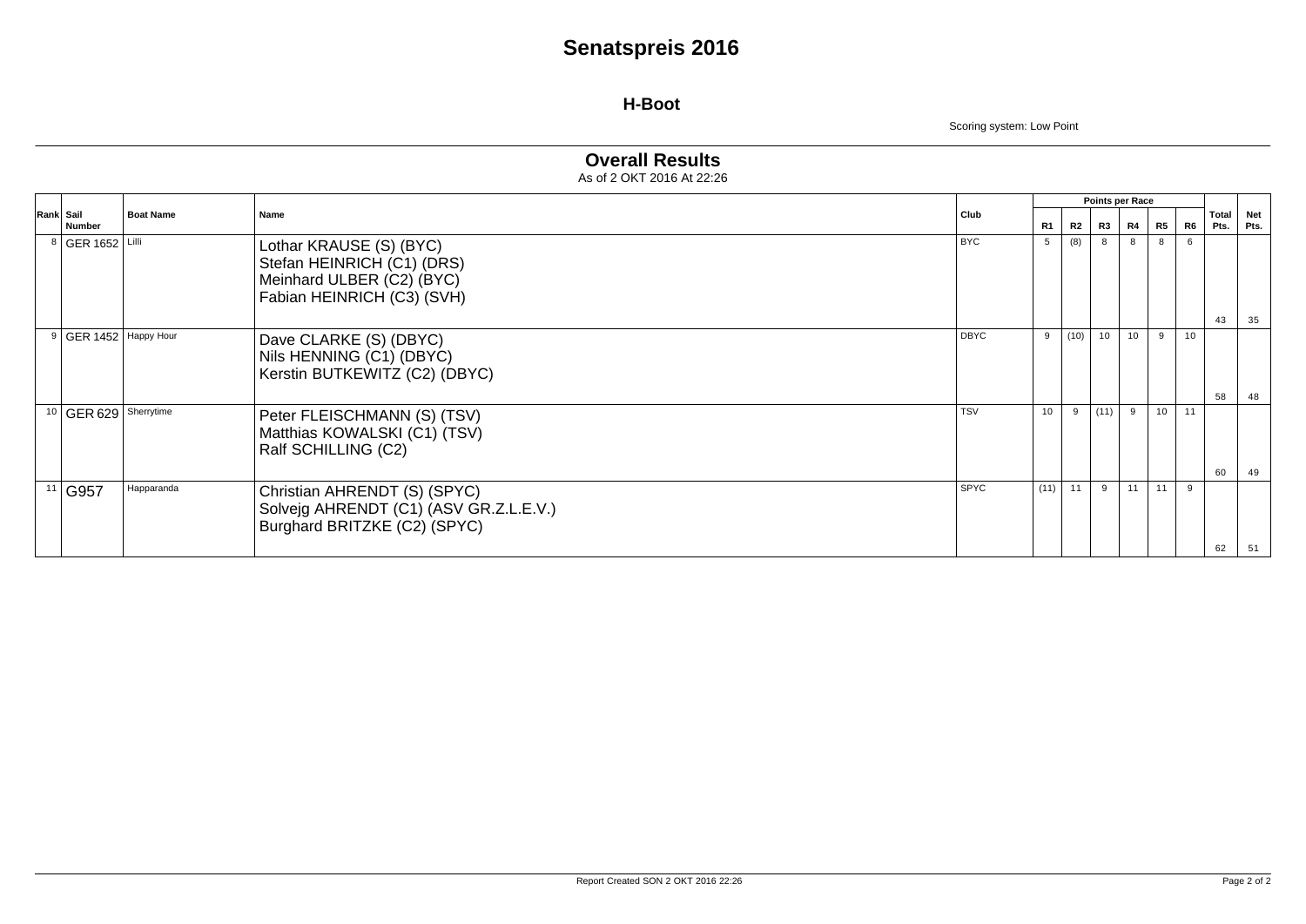# Senatspreis 2016

## H-Boot

Scoring system: Low Point

### Overall Results

As of 2 OKT 2016 At 22:26

| Rank | Sail Number | Boat Name | Name | Club | Points per Race | | | | | | Total Pts. | Net Pts. |
|---|---|---|---|---|---|---|---|---|---|---|---|---|
| | | | | | R1 | R2 | R3 | R4 | R5 | R6 | | |
| 8 | GER 1652 | Lilli | Lothar KRAUSE (S) (BYC)<br>Stefan HEINRICH (C1) (DRS)<br>Meinhard ULBER (C2) (BYC)<br>Fabian HEINRICH (C3) (SVH) | BYC | 5 | (8) | 8 | 8 | 8 | 6 | 43 | 35 |
| 9 | GER 1452 | Happy Hour | Dave CLARKE (S) (DBYC)<br>Nils HENNING (C1) (DBYC)<br>Kerstin BUTKEWITZ (C2) (DBYC) | DBYC | 9 | (10) | 10 | 10 | 9 | 10 | 58 | 48 |
| 10 | GER 629 | Sherrytime | Peter FLEISCHMANN (S) (TSV)<br>Matthias KOWALSKI (C1) (TSV)<br>Ralf SCHILLING (C2) | TSV | 10 | 9 | (11) | 9 | 10 | 11 | 60 | 49 |
| 11 | G957 | Happaranda | Christian AHRENDT (S) (SPYC)<br>Solvejg AHRENDT (C1) (ASV GR.Z.L.E.V.)<br>Burghard BRITZKE (C2) (SPYC) | SPYC | (11) | 11 | 9 | 11 | 11 | 9 | 62 | 51 |

Report Created SON 2 OKT 2016 22:26